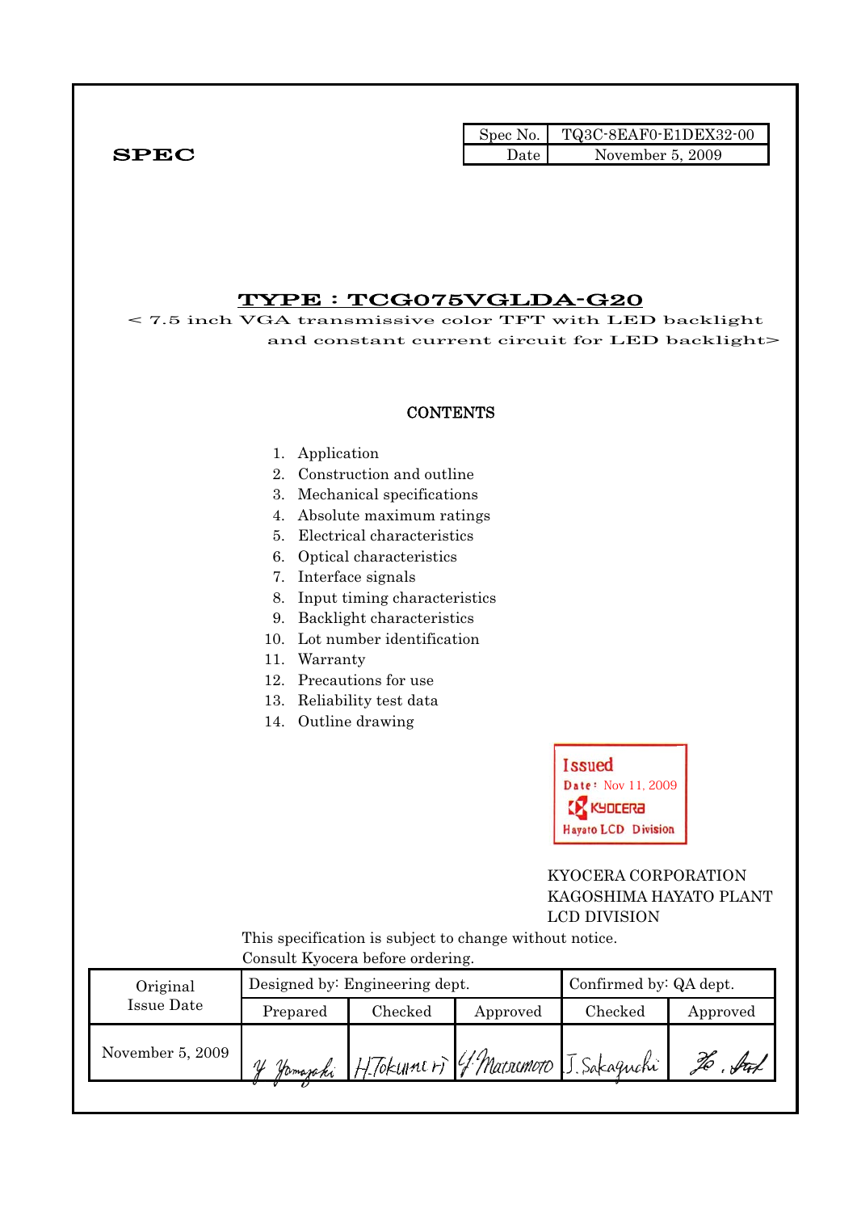**SPEC**

| Spec No. | TQ3C-8EAF0-E1DEX32-00 |
|---|---|
| Date | November 5, 2009 |

# TYPE : TCG075VGLDA-G20

< 7.5 inch VGA transmissive color TFT with LED backlight and constant current circuit for LED backlight>

**CONTENTS**

1. Application
2. Construction and outline
3. Mechanical specifications
4. Absolute maximum ratings
5. Electrical characteristics
6. Optical characteristics
7. Interface signals
8. Input timing characteristics
9. Backlight characteristics
10. Lot number identification
11. Warranty
12. Precautions for use
13. Reliability test data
14. Outline drawing

Issued
Date: Nov 11, 2009
KYOCERA
Hayato LCD Division

KYOCERA CORPORATION
KAGOSHIMA HAYATO PLANT
LCD DIVISION

This specification is subject to change without notice.
Consult Kyocera before ordering.

| Original Issue Date | Designed by: Engineering dept. | | | Confirmed by: QA dept. | |
|---|---|---|---|---|---|
| | Prepared | Checked | Approved | Checked | Approved |
| November 5, 2009 | Y. Yamazaki | H. Tokunaga | Y. Matsumoto | J. Sakaguchi | Ho. Aoki |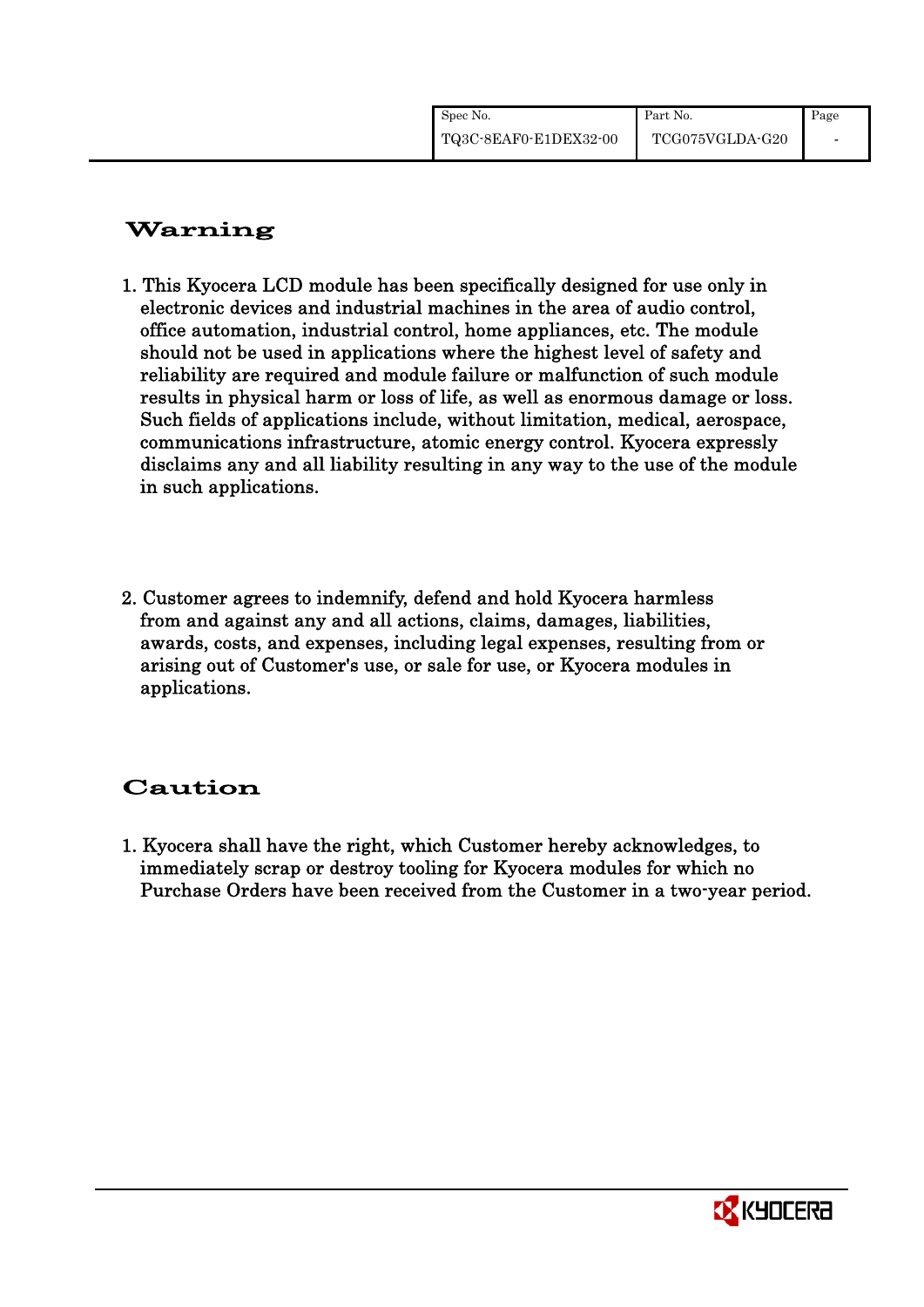## Warning

1. This Kyocera LCD module has been specifically designed for use only in electronic devices and industrial machines in the area of audio control, office automation, industrial control, home appliances, etc. The module should not be used in applications where the highest level of safety and reliability are required and module failure or malfunction of such module results in physical harm or loss of life, as well as enormous damage or loss. Such fields of applications include, without limitation, medical, aerospace, communications infrastructure, atomic energy control. Kyocera expressly disclaims any and all liability resulting in any way to the use of the module in such applications.

2. Customer agrees to indemnify, defend and hold Kyocera harmless from and against any and all actions, claims, damages, liabilities, awards, costs, and expenses, including legal expenses, resulting from or arising out of Customer's use, or sale for use, or Kyocera modules in applications.

## Caution

1. Kyocera shall have the right, which Customer hereby acknowledges, to immediately scrap or destroy tooling for Kyocera modules for which no Purchase Orders have been received from the Customer in a two-year period.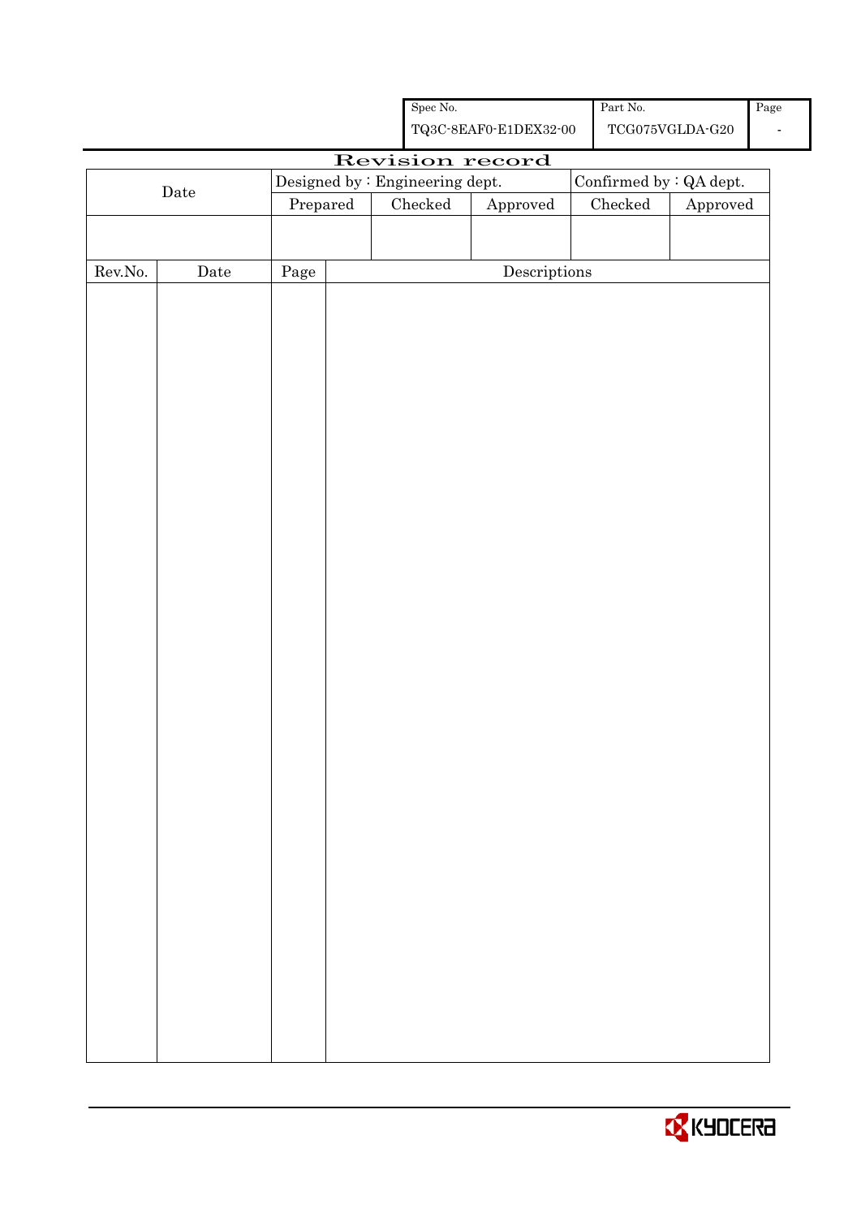| Spec No. | Part No. | Page |
|---|---|---|
| TQ3C-8EAF0-E1DEX32-00 | TCG075VGLDA-G20 | - |

# Revision record

| Date | Designed by : Engineering dept. | | | Confirmed by : QA dept. | |
|---|---|---|---|---|---|
| | Prepared | Checked | Approved | Checked | Approved |
| | | | | | |

| Rev.No. | Date | Page | Descriptions |
|---|---|---|---|
| | | | |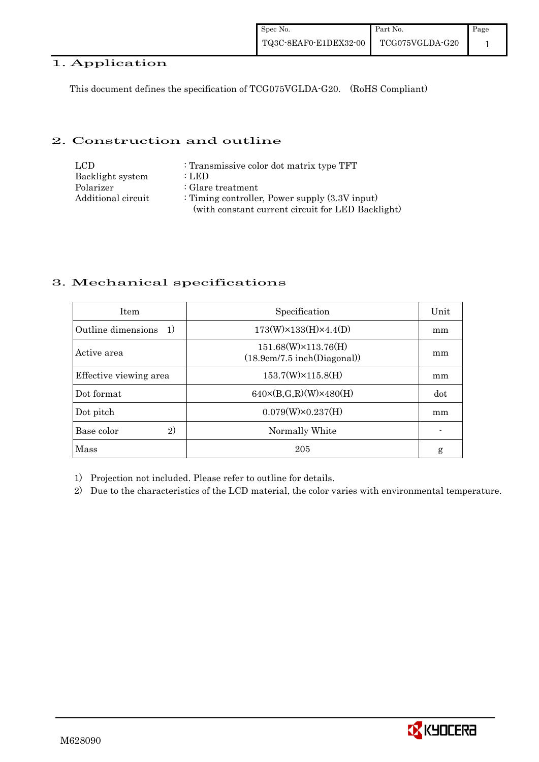# 1. Application

This document defines the specification of TCG075VGLDA-G20. (RoHS Compliant)

# 2. Construction and outline

LCD : Transmissive color dot matrix type TFT
Backlight system : LED
Polarizer : Glare treatment
Additional circuit : Timing controller, Power supply (3.3V input)
(with constant current circuit for LED Backlight)

# 3. Mechanical specifications

| Item | Specification | Unit |
|---|---|---|
| Outline dimensions 1) | 173(W)×133(H)×4.4(D) | mm |
| Active area | 151.68(W)×113.76(H)<br>(18.9cm/7.5 inch(Diagonal)) | mm |
| Effective viewing area | 153.7(W)×115.8(H) | mm |
| Dot format | 640×(B,G,R)(W)×480(H) | dot |
| Dot pitch | 0.079(W)×0.237(H) | mm |
| Base color 2) | Normally White | - |
| Mass | 205 | g |

1) Projection not included. Please refer to outline for details.
2) Due to the characteristics of the LCD material, the color varies with environmental temperature.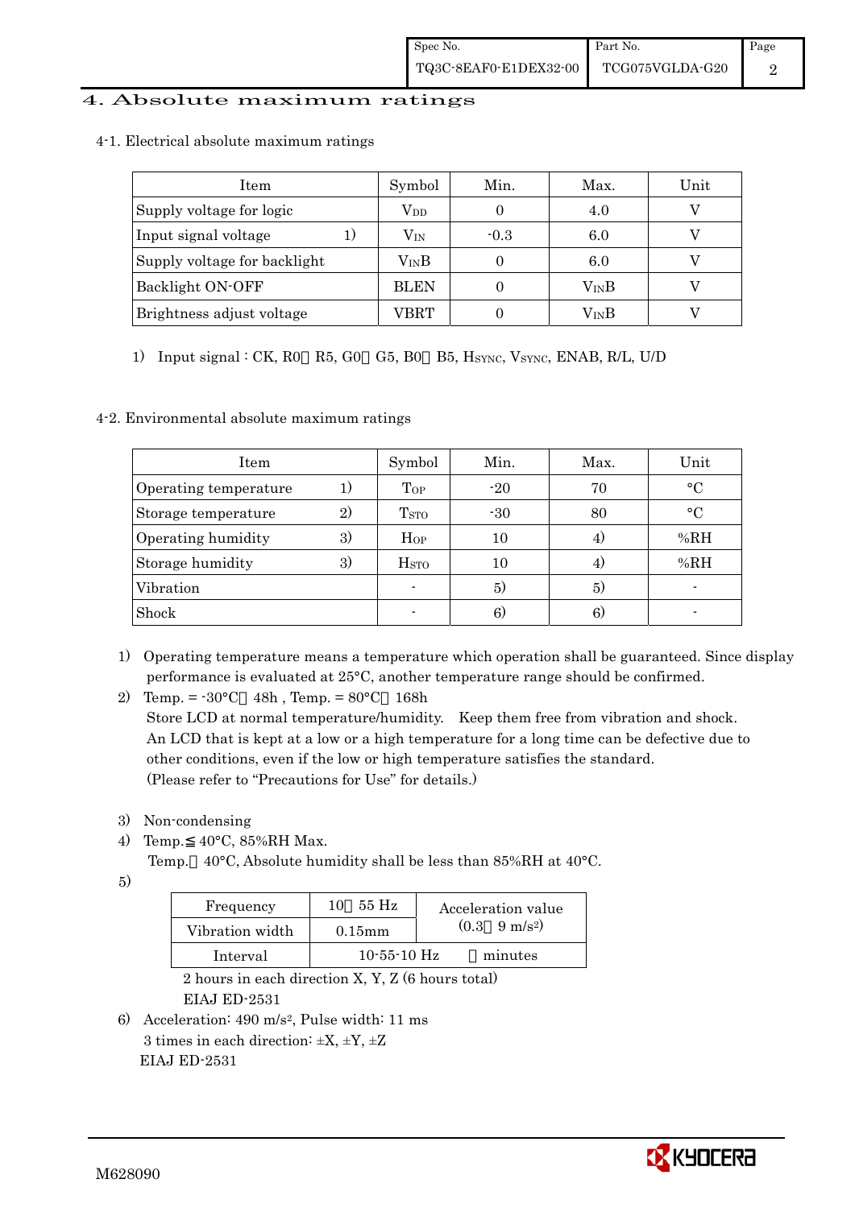# 4. Absolute maximum ratings

## 4-1. Electrical absolute maximum ratings

| Item | Symbol | Min. | Max. | Unit |
|---|---|---|---|---|
| Supply voltage for logic | $V_{DD}$ | 0 | 4.0 | V |
| Input signal voltage 1) | $V_{IN}$ | -0.3 | 6.0 | V |
| Supply voltage for backlight | $V_{IN}B$ | 0 | 6.0 | V |
| Backlight ON-OFF | BLEN | 0 | $V_{IN}B$ | V |
| Brightness adjust voltage | VBRT | 0 | $V_{IN}B$ | V |

1) Input signal : CK, R0～R5, G0～G5, B0～B5, $H_{SYNC}$, $V_{SYNC}$, ENAB, R/L, U/D

## 4-2. Environmental absolute maximum ratings

| Item | Symbol | Min. | Max. | Unit |
|---|---|---|---|---|
| Operating temperature 1) | $T_{OP}$ | -20 | 70 | °C |
| Storage temperature 2) | $T_{STO}$ | -30 | 80 | °C |
| Operating humidity 3) | $H_{OP}$ | 10 | 4) | %RH |
| Storage humidity 3) | $H_{STO}$ | 10 | 4) | %RH |
| Vibration | - | 5) | 5) | - |
| Shock | - | 6) | 6) | - |

1) Operating temperature means a temperature which operation shall be guaranteed. Since display performance is evaluated at 25°C, another temperature range should be confirmed.

2) Temp. = -30°C＜48h , Temp. = 80°C＜168h
   Store LCD at normal temperature/humidity. Keep them free from vibration and shock.
   An LCD that is kept at a low or a high temperature for a long time can be defective due to other conditions, even if the low or high temperature satisfies the standard.
   (Please refer to "Precautions for Use" for details.)

3) Non-condensing

4) Temp.≦40°C, 85%RH Max.
   Temp.＞40°C, Absolute humidity shall be less than 85%RH at 40°C.

5)

| Frequency | 10～55 Hz | Acceleration value ($0.3$～$9\ m/s^2$) |
|---|---|---|
| Vibration width | 0.15mm | |
| Interval | 10-55-10 Hz | 1 minutes |

2 hours in each direction X, Y, Z (6 hours total)
EIAJ ED-2531

6) Acceleration: $490\ m/s^2$, Pulse width: 11 ms
   3 times in each direction: ±X, ±Y, ±Z
   EIAJ ED-2531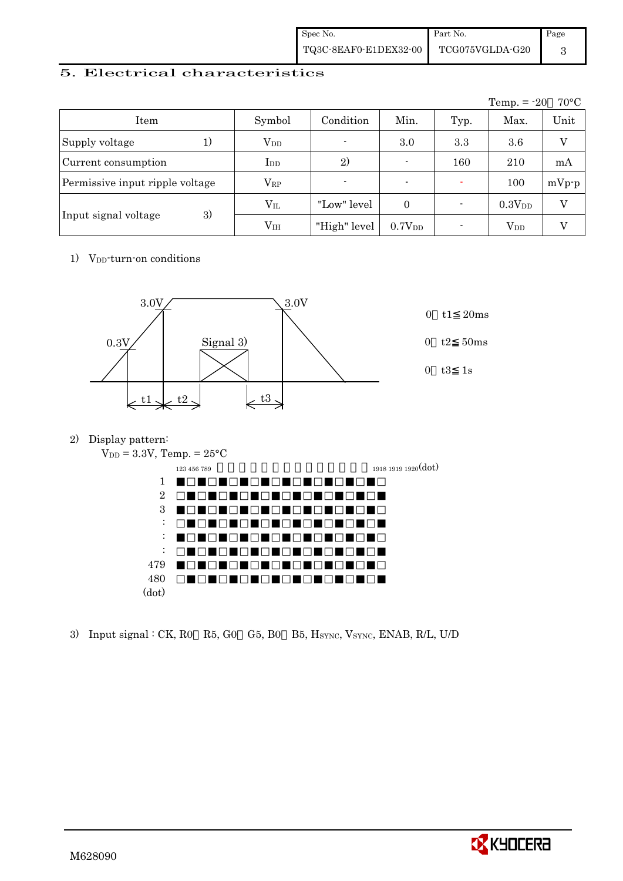| Spec No. | Part No. | Page |
|---|---|---|
| TQ3C-8EAF0-E1DEX32-00 | TCG075VGLDA-G20 | 3 |

## 5. Electrical characteristics

Temp. = -20～70°C

| Item | | Symbol | Condition | Min. | Typ. | Max. | Unit |
|---|---|---|---|---|---|---|---|
| Supply voltage | 1) | $V_{DD}$ | - | 3.0 | 3.3 | 3.6 | V |
| Current consumption | | $I_{DD}$ | 2) | - | 160 | 210 | mA |
| Permissive input ripple voltage | | $V_{RP}$ | - | - | - | 100 | mVp-p |
| Input signal voltage | 3) | $V_{IL}$ | "Low" level | 0 | - | $0.3V_{DD}$ | V |
| | | $V_{IH}$ | "High" level | $0.7V_{DD}$ | - | $V_{DD}$ | V |

1) $V_{DD}$-turn-on conditions

3.0V, 0.3V, Signal 3), 3.0V, t1, t2, t3

0＜ t1≦20ms

0＜ t2≦50ms

0＜ t3≦1s

2) Display pattern:

$V_{DD}$ = 3.3V, Temp. = 25°C

123 456 789 ・・・・・・・・・・・・・ 1918 1919 1920(dot)

1 ■□■□■□■□■□■□■□■□■□■□

2 □■□■□■□■□■□■□■□■□■□■

3 ■□■□■□■□■□■□■□■□■□■□

: □■□■□■□■□■□■□■□■□■□■

: ■□■□■□■□■□■□■□■□■□■□

: □■□■□■□■□■□■□■□■□■□■

479 ■□■□■□■□■□■□■□■□■□■□

480 □■□■□■□■□■□■□■□■□■□■

(dot)

3) Input signal : CK, R0～R5, G0～G5, B0～B5, $H_{SYNC}$, $V_{SYNC}$, ENAB, R/L, U/D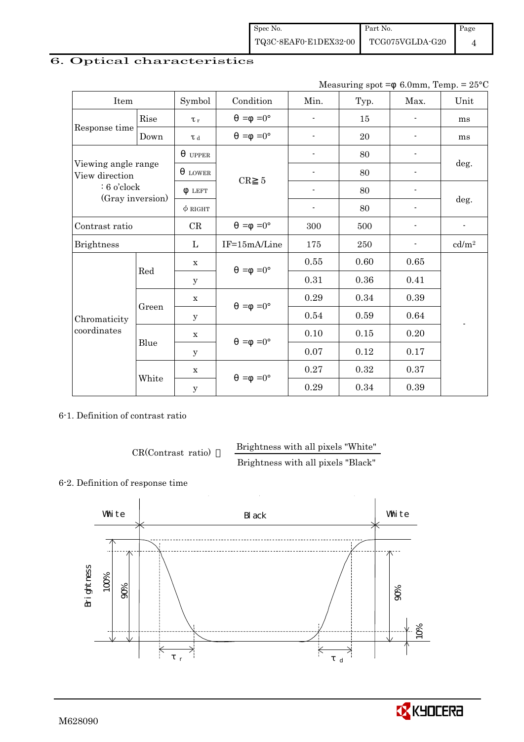# 6. Optical characteristics

Measuring spot =φ 6.0mm, Temp. = 25°C

| Item | | Symbol | Condition | Min. | Typ. | Max. | Unit |
|---|---|---|---|---|---|---|---|
| Response time | Rise | $\tau_r$ | θ =φ =0° | - | 15 | - | ms |
| | Down | $\tau_d$ | θ =φ =0° | - | 20 | - | ms |
| Viewing angle range View direction : 6 o'clock (Gray inversion) | | θ UPPER | CR≧ 5 | - | 80 | - | deg. |
| | | θ LOWER | | - | 80 | - | |
| | | φ LEFT | | - | 80 | - | deg. |
| | | φ RIGHT | | - | 80 | - | |
| Contrast ratio | | CR | θ =φ =0° | 300 | 500 | - | - |
| Brightness | | L | IF=15mA/Line | 175 | 250 | - | cd/m² |
| Chromaticity coordinates | Red | x | θ =φ =0° | 0.55 | 0.60 | 0.65 | - |
| | | y | | 0.31 | 0.36 | 0.41 | |
| | Green | x | θ =φ =0° | 0.29 | 0.34 | 0.39 | |
| | | y | | 0.54 | 0.59 | 0.64 | |
| | Blue | x | θ =φ =0° | 0.10 | 0.15 | 0.20 | |
| | | y | | 0.07 | 0.12 | 0.17 | |
| | White | x | θ =φ =0° | 0.27 | 0.32 | 0.37 | |
| | | y | | 0.29 | 0.34 | 0.39 | |

6-1. Definition of contrast ratio

$$\text{CR(Contrast ratio)} = \frac{\text{Brightness with all pixels "White"}}{\text{Brightness with all pixels "Black"}}$$

6-2. Definition of response time

White | Black | White

Brightness, 100%, 90%, 10%, $\tau_r$, $\tau_d$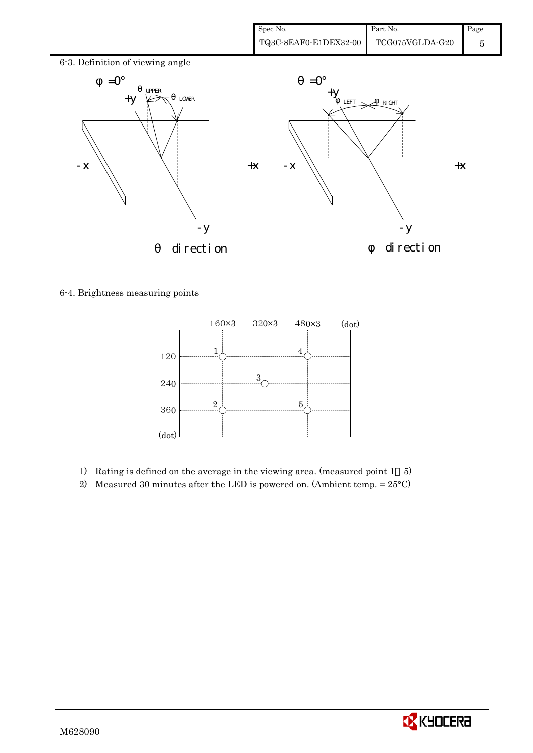6-3. Definition of viewing angle

φ = 0°

θ UPPER, θ LOWER

θ direction

θ = 0°

φ LEFT, φ RIGHT

φ direction

6-4. Brightness measuring points

| (dot) | 160×3 | 320×3 | 480×3 |
|---|---|---|---|
| 120 | 1 | | 4 |
| 240 | | 3 | |
| 360 | 2 | | 5 |

1) Rating is defined on the average in the viewing area. (measured point 1～5)
2) Measured 30 minutes after the LED is powered on. (Ambient temp. = 25°C)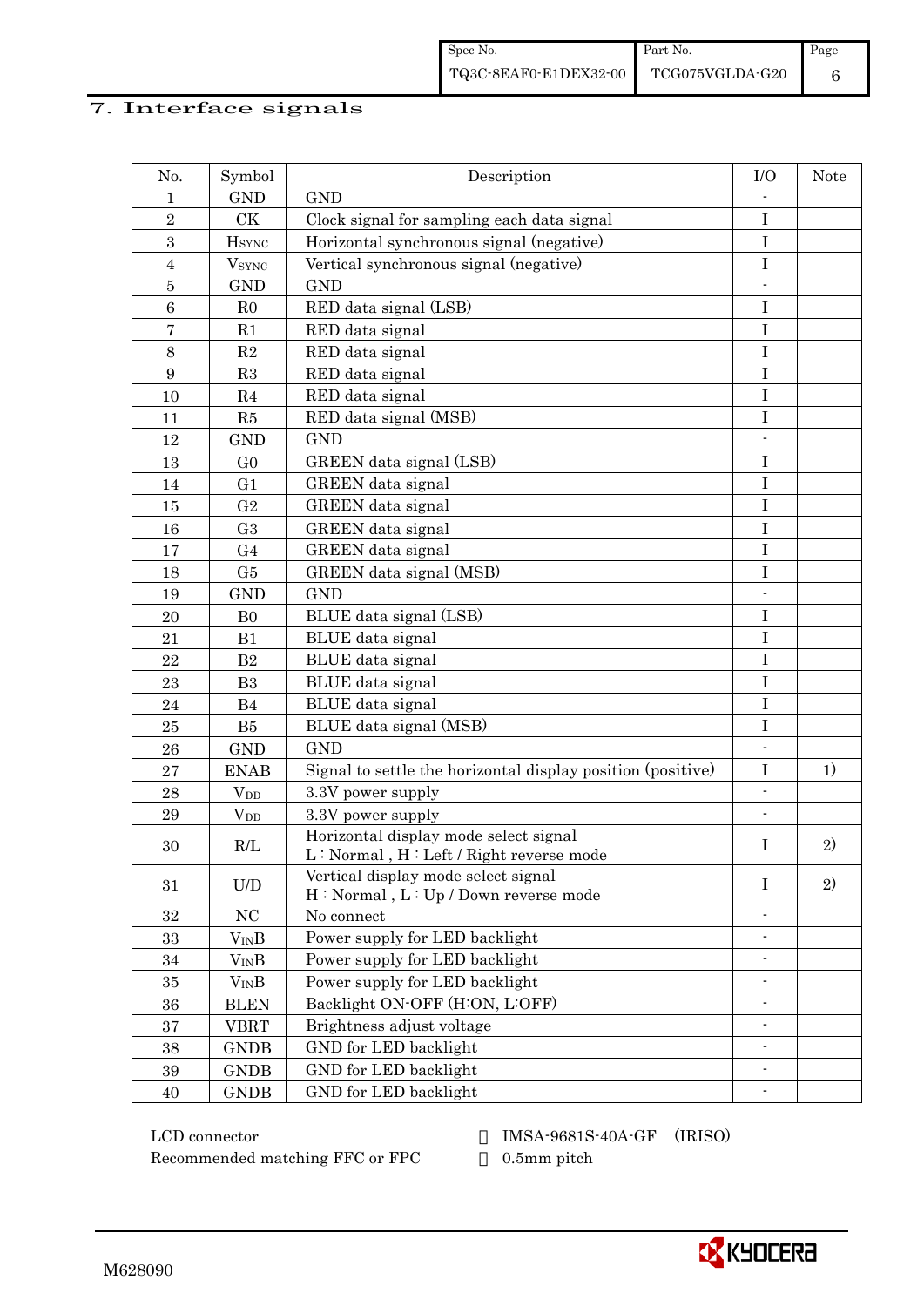## 7. Interface signals

| No. | Symbol | Description | I/O | Note |
|---|---|---|---|---|
| 1 | GND | GND | - | |
| 2 | CK | Clock signal for sampling each data signal | I | |
| 3 | $H_{SYNC}$ | Horizontal synchronous signal (negative) | I | |
| 4 | $V_{SYNC}$ | Vertical synchronous signal (negative) | I | |
| 5 | GND | GND | - | |
| 6 | R0 | RED data signal (LSB) | I | |
| 7 | R1 | RED data signal | I | |
| 8 | R2 | RED data signal | I | |
| 9 | R3 | RED data signal | I | |
| 10 | R4 | RED data signal | I | |
| 11 | R5 | RED data signal (MSB) | I | |
| 12 | GND | GND | - | |
| 13 | G0 | GREEN data signal (LSB) | I | |
| 14 | G1 | GREEN data signal | I | |
| 15 | G2 | GREEN data signal | I | |
| 16 | G3 | GREEN data signal | I | |
| 17 | G4 | GREEN data signal | I | |
| 18 | G5 | GREEN data signal (MSB) | I | |
| 19 | GND | GND | - | |
| 20 | B0 | BLUE data signal (LSB) | I | |
| 21 | B1 | BLUE data signal | I | |
| 22 | B2 | BLUE data signal | I | |
| 23 | B3 | BLUE data signal | I | |
| 24 | B4 | BLUE data signal | I | |
| 25 | B5 | BLUE data signal (MSB) | I | |
| 26 | GND | GND | - | |
| 27 | ENAB | Signal to settle the horizontal display position (positive) | I | 1) |
| 28 | $V_{DD}$ | 3.3V power supply | - | |
| 29 | $V_{DD}$ | 3.3V power supply | - | |
| 30 | R/L | Horizontal display mode select signal<br>L : Normal , H : Left / Right reverse mode | I | 2) |
| 31 | U/D | Vertical display mode select signal<br>H : Normal , L : Up / Down reverse mode | I | 2) |
| 32 | NC | No connect | - | |
| 33 | $V_{IN}B$ | Power supply for LED backlight | - | |
| 34 | $V_{IN}B$ | Power supply for LED backlight | - | |
| 35 | $V_{IN}B$ | Power supply for LED backlight | - | |
| 36 | BLEN | Backlight ON-OFF (H:ON, L:OFF) | - | |
| 37 | VBRT | Brightness adjust voltage | - | |
| 38 | GNDB | GND for LED backlight | - | |
| 39 | GNDB | GND for LED backlight | - | |
| 40 | GNDB | GND for LED backlight | - | |

LCD connector : IMSA-9681S-40A-GF (IRISO)

Recommended matching FFC or FPC : 0.5mm pitch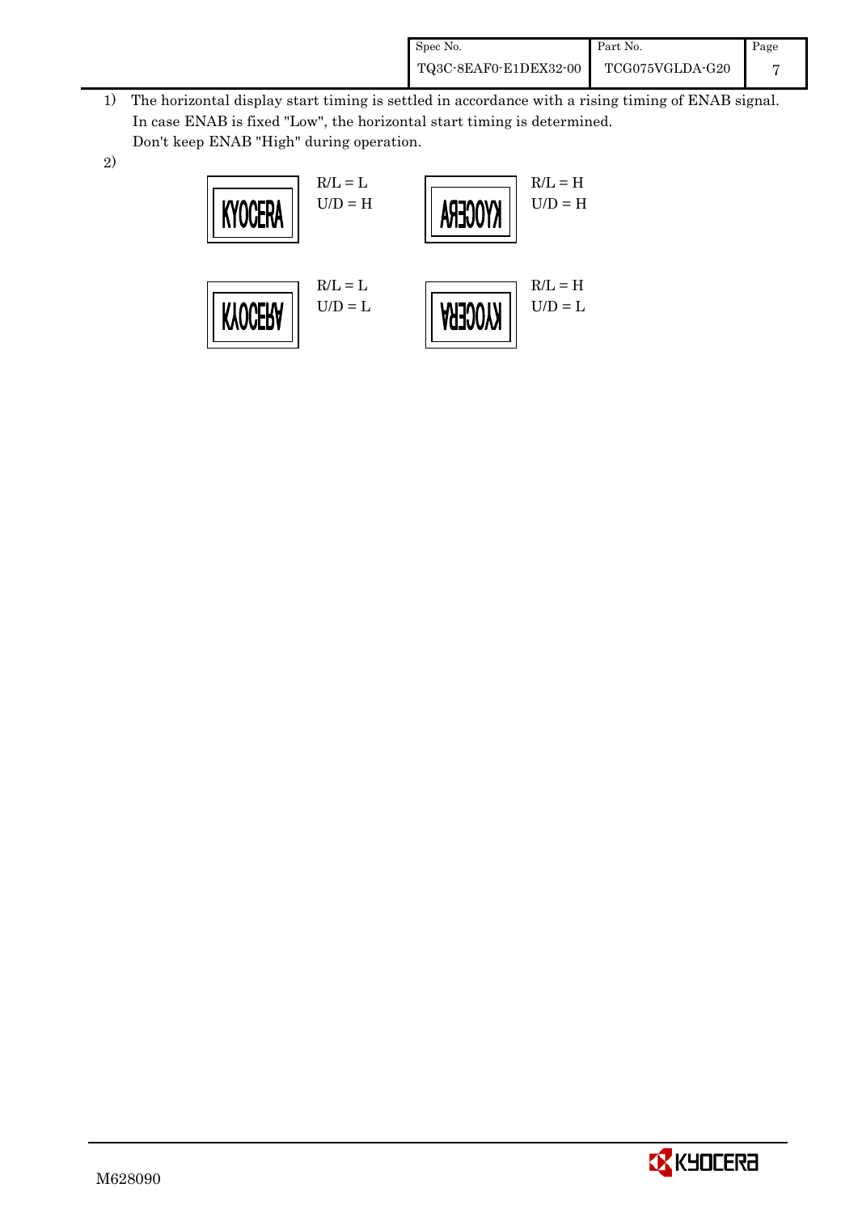1) The horizontal display start timing is settled in accordance with a rising timing of ENAB signal.
   In case ENAB is fixed "Low", the horizontal start timing is determined.
   Don't keep ENAB "High" during operation.

2)

| Display | Setting | Display | Setting |
|---|---|---|---|
| KYOCERA | R/L = L<br>U/D = H | ARECOYK | R/L = H<br>U/D = H |
| KYOCERA | R/L = L<br>U/D = L | ARECOYK | R/L = H<br>U/D = L |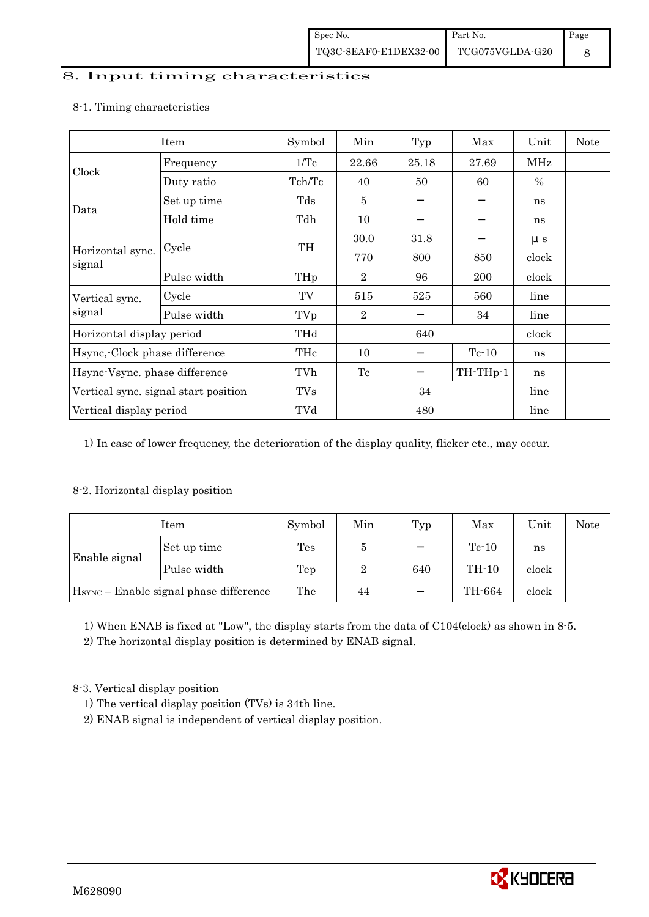## 8. Input timing characteristics

### 8-1. Timing characteristics

| Item | | Symbol | Min | Typ | Max | Unit | Note |
|---|---|---|---|---|---|---|---|
| Clock | Frequency | 1/Tc | 22.66 | 25.18 | 27.69 | MHz | |
| | Duty ratio | Tch/Tc | 40 | 50 | 60 | % | |
| Data | Set up time | Tds | 5 | − | − | ns | |
| | Hold time | Tdh | 10 | − | − | ns | |
| Horizontal sync. signal | Cycle | TH | 30.0 | 31.8 | − | μ s | |
| | | | 770 | 800 | 850 | clock | |
| | Pulse width | THp | 2 | 96 | 200 | clock | |
| Vertical sync. signal | Cycle | TV | 515 | 525 | 560 | line | |
| | Pulse width | TVp | 2 | − | 34 | line | |
| Horizontal display period | | THd | | 640 | | clock | |
| Hsync,-Clock phase difference | | THc | 10 | − | Tc-10 | ns | |
| Hsync-Vsync. phase difference | | TVh | Tc | − | TH-THp-1 | ns | |
| Vertical sync. signal start position | | TVs | | 34 | | line | |
| Vertical display period | | TVd | | 480 | | line | |

1) In case of lower frequency, the deterioration of the display quality, flicker etc., may occur.

### 8-2. Horizontal display position

| Item | | Symbol | Min | Typ | Max | Unit | Note |
|---|---|---|---|---|---|---|---|
| Enable signal | Set up time | Tes | 5 | − | Tc-10 | ns | |
| | Pulse width | Tep | 2 | 640 | TH-10 | clock | |
| $H_{SYNC}$ – Enable signal phase difference | | The | 44 | − | TH-664 | clock | |

1) When ENAB is fixed at "Low", the display starts from the data of C104(clock) as shown in 8-5.
2) The horizontal display position is determined by ENAB signal.

### 8-3. Vertical display position

1) The vertical display position (TVs) is 34th line.
2) ENAB signal is independent of vertical display position.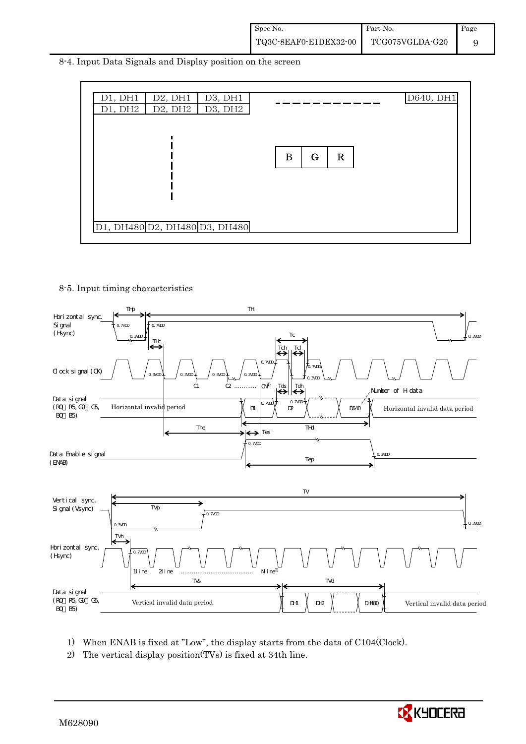8-4. Input Data Signals and Display position on the screen

| D1, DH1 | D2, DH1 | D3, DH1 | - - - - - - - - | D640, DH1 |
|---|---|---|---|---|
| D1, DH2 | D2, DH2 | D3, DH2 | | |
| D1, DH480 | D2, DH480 | D3, DH480 | | |

| B | G | R |
|---|---|---|

8-5. Input timing characteristics

Horizontal sync. Signal (Hsync): THp, TH, 0.7VDD, 0.3VDD, THc

Clock signal (CK): Tc, Tch, Tcl, 0.7VDD, 0.3VDD, C1, C2 ………… CN[1]

Data signal (R0～R5, G0～G5, B0～B5): Horizontal invalid period, D1, D2, D640, Horizontal invalid data period, Tds, Tdh, Number of H-data, The, THd, Tes

Data Enable signal (ENAB): 0.7VDD, 0.3VDD, Tep

Vertical sync. Signal (Vsync): TV, TVp, 0.7VDD, 0.3VDD

Horizontal sync. (Hsync): TVh, 0.7VDD, 1line, 2line ………………………… Nline[2]

Data signal (R0～R5, G0～G5, B0～B5): TVs, TVd, Vertical invalid data period, DH1, DH2, DH480, Vertical invalid data period

1) When ENAB is fixed at "Low", the display starts from the data of C104(Clock).

2) The vertical display position(TVs) is fixed at 34th line.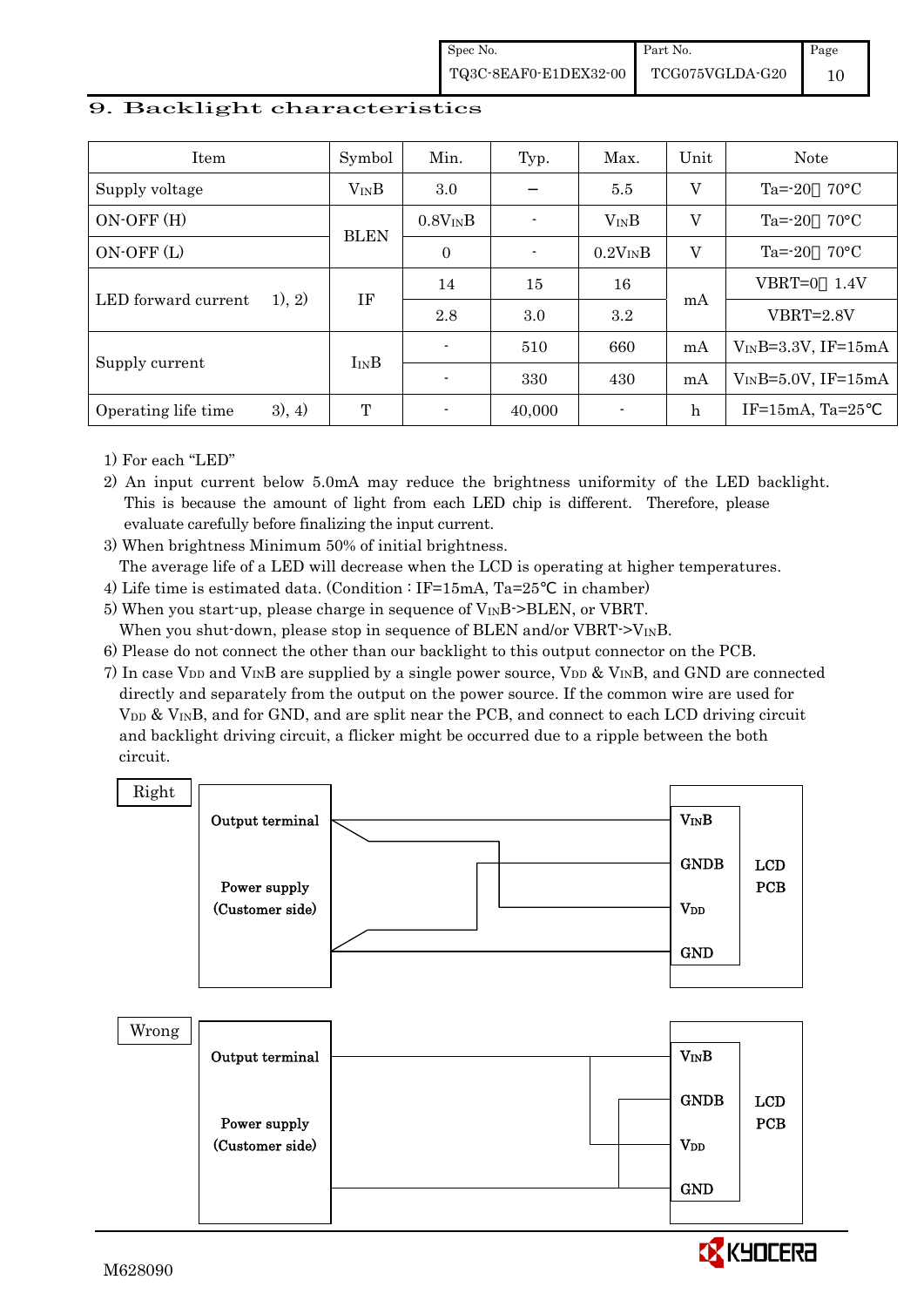# 9. Backlight characteristics

| Item | | Symbol | Min. | Typ. | Max. | Unit | Note |
|---|---|---|---|---|---|---|---|
| Supply voltage | | $V_{IN}B$ | 3.0 | − | 5.5 | V | Ta=-20～70°C |
| ON-OFF (H) | | BLEN | $0.8V_{IN}B$ | - | $V_{IN}B$ | V | Ta=-20～70°C |
| ON-OFF (L) | | | 0 | - | $0.2V_{IN}B$ | V | Ta=-20～70°C |
| LED forward current | 1), 2) | IF | 14 | 15 | 16 | mA | VBRT=0～1.4V |
| | | | 2.8 | 3.0 | 3.2 | | VBRT=2.8V |
| Supply current | | $I_{IN}B$ | - | 510 | 660 | mA | $V_{IN}B$=3.3V, IF=15mA |
| | | | - | 330 | 430 | mA | $V_{IN}B$=5.0V, IF=15mA |
| Operating life time | 3), 4) | T | - | 40,000 | - | h | IF=15mA, Ta=25℃ |

1) For each "LED"
2) An input current below 5.0mA may reduce the brightness uniformity of the LED backlight. This is because the amount of light from each LED chip is different. Therefore, please evaluate carefully before finalizing the input current.
3) When brightness Minimum 50% of initial brightness.
   The average life of a LED will decrease when the LCD is operating at higher temperatures.
4) Life time is estimated data. (Condition : IF=15mA, Ta=25℃ in chamber)
5) When you start-up, please charge in sequence of $V_{IN}B$->BLEN, or VBRT.
   When you shut-down, please stop in sequence of BLEN and/or VBRT->$V_{IN}B$.
6) Please do not connect the other than our backlight to this output connector on the PCB.
7) In case $V_{DD}$ and $V_{IN}B$ are supplied by a single power source, $V_{DD}$ & $V_{IN}B$, and GND are connected directly and separately from the output on the power source. If the common wire are used for $V_{DD}$ & $V_{IN}B$, and for GND, and are split near the PCB, and connect to each LCD driving circuit and backlight driving circuit, a flicker might be occurred due to a ripple between the both circuit.

Right

Output terminal — Power supply (Customer side) — $V_{IN}B$, GNDB, $V_{DD}$, GND — LCD PCB

Wrong

Output terminal — Power supply (Customer side) — $V_{IN}B$, GNDB, $V_{DD}$, GND — LCD PCB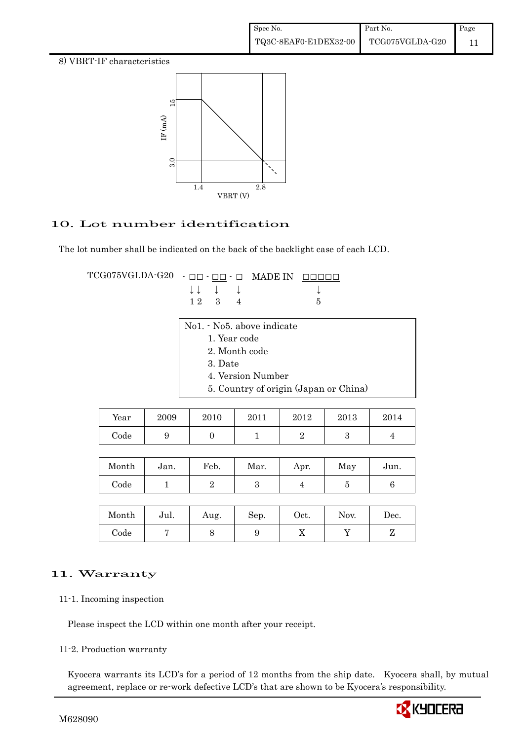8) VBRT-IF characteristics

## 10. Lot number identification

The lot number shall be indicated on the back of the backlight case of each LCD.

```
TCG075VGLDA-G20  - □□ - □□ - □  MADE IN  □□□□□
                   ↓↓   ↓    ↓             ↓
                   1 2  3    4             5
```

No1. - No5. above indicate

1. Year code
2. Month code
3. Date
4. Version Number
5. Country of origin (Japan or China)

| Year | 2009 | 2010 | 2011 | 2012 | 2013 | 2014 |
|---|---|---|---|---|---|---|
| Code | 9 | 0 | 1 | 2 | 3 | 4 |

| Month | Jan. | Feb. | Mar. | Apr. | May | Jun. |
|---|---|---|---|---|---|---|
| Code | 1 | 2 | 3 | 4 | 5 | 6 |

| Month | Jul. | Aug. | Sep. | Oct. | Nov. | Dec. |
|---|---|---|---|---|---|---|
| Code | 7 | 8 | 9 | X | Y | Z |

## 11. Warranty

### 11-1. Incoming inspection

Please inspect the LCD within one month after your receipt.

### 11-2. Production warranty

Kyocera warrants its LCD's for a period of 12 months from the ship date. Kyocera shall, by mutual agreement, replace or re-work defective LCD's that are shown to be Kyocera's responsibility.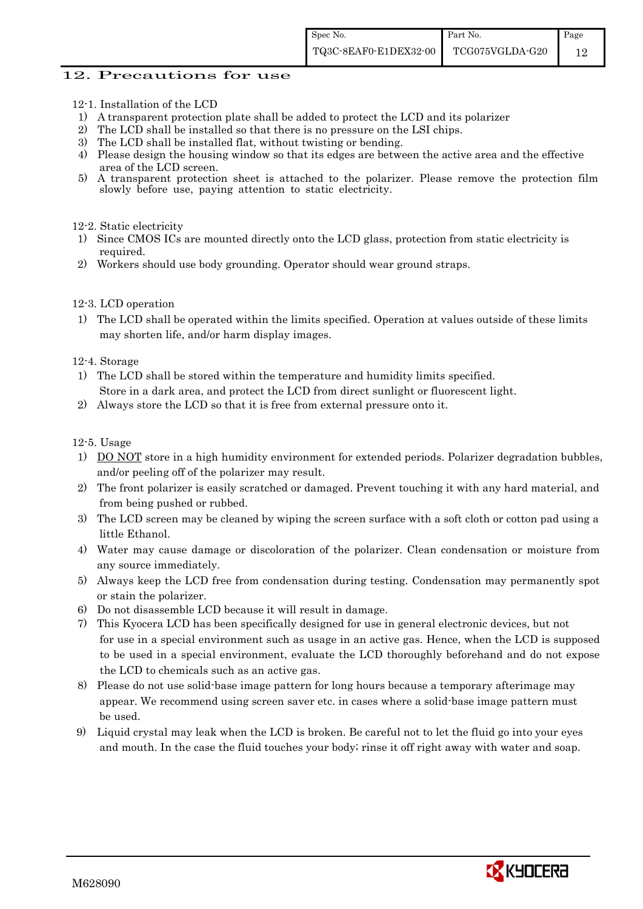## 12. Precautions for use

12-1. Installation of the LCD

1) A transparent protection plate shall be added to protect the LCD and its polarizer
2) The LCD shall be installed so that there is no pressure on the LSI chips.
3) The LCD shall be installed flat, without twisting or bending.
4) Please design the housing window so that its edges are between the active area and the effective area of the LCD screen.
5) A transparent protection sheet is attached to the polarizer. Please remove the protection film slowly before use, paying attention to static electricity.

12-2. Static electricity

1) Since CMOS ICs are mounted directly onto the LCD glass, protection from static electricity is required.
2) Workers should use body grounding. Operator should wear ground straps.

12-3. LCD operation

1) The LCD shall be operated within the limits specified. Operation at values outside of these limits may shorten life, and/or harm display images.

12-4. Storage

1) The LCD shall be stored within the temperature and humidity limits specified. Store in a dark area, and protect the LCD from direct sunlight or fluorescent light.
2) Always store the LCD so that it is free from external pressure onto it.

12-5. Usage

1) DO NOT store in a high humidity environment for extended periods. Polarizer degradation bubbles, and/or peeling off of the polarizer may result.
2) The front polarizer is easily scratched or damaged. Prevent touching it with any hard material, and from being pushed or rubbed.
3) The LCD screen may be cleaned by wiping the screen surface with a soft cloth or cotton pad using a little Ethanol.
4) Water may cause damage or discoloration of the polarizer. Clean condensation or moisture from any source immediately.
5) Always keep the LCD free from condensation during testing. Condensation may permanently spot or stain the polarizer.
6) Do not disassemble LCD because it will result in damage.
7) This Kyocera LCD has been specifically designed for use in general electronic devices, but not for use in a special environment such as usage in an active gas. Hence, when the LCD is supposed to be used in a special environment, evaluate the LCD thoroughly beforehand and do not expose the LCD to chemicals such as an active gas.
8) Please do not use solid-base image pattern for long hours because a temporary afterimage may appear. We recommend using screen saver etc. in cases where a solid-base image pattern must be used.
9) Liquid crystal may leak when the LCD is broken. Be careful not to let the fluid go into your eyes and mouth. In the case the fluid touches your body; rinse it off right away with water and soap.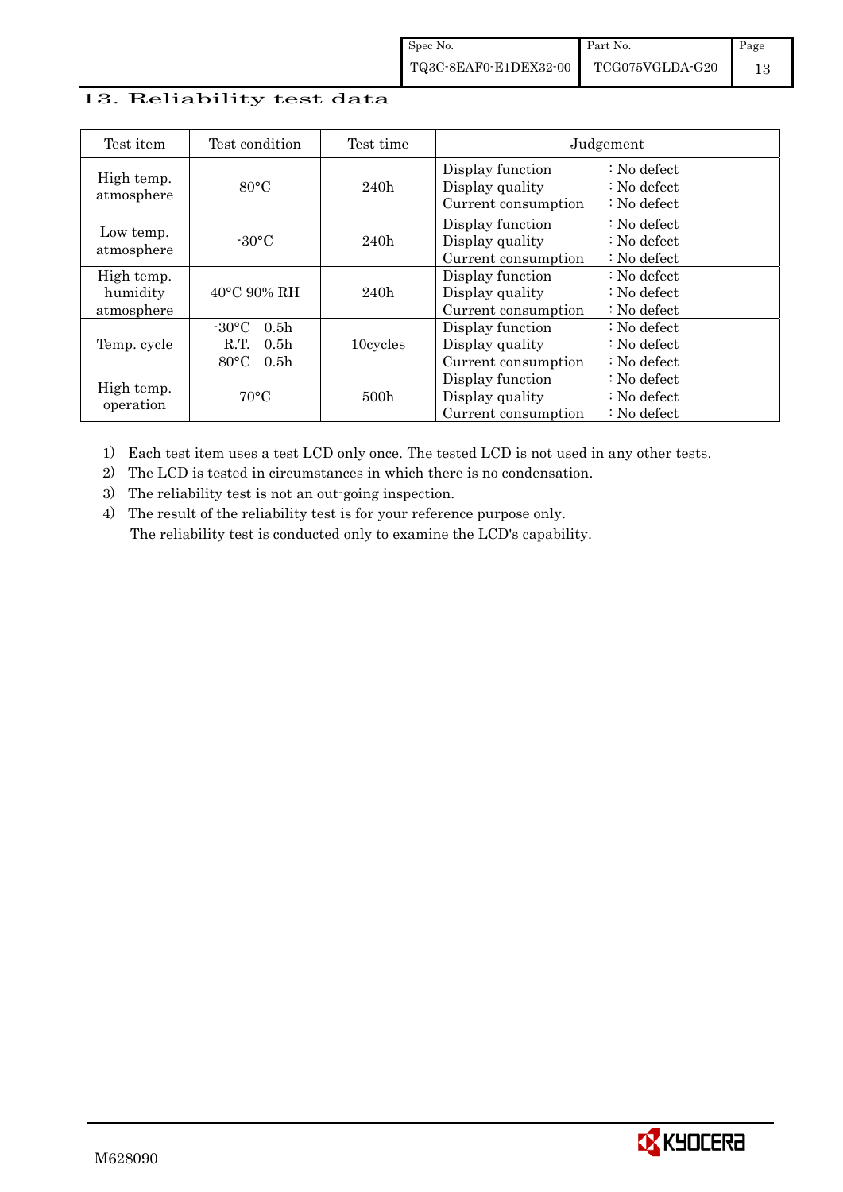## 13. Reliability test data

| Test item | Test condition | Test time | Judgement |
|---|---|---|---|
| High temp. atmosphere | 80°C | 240h | Display function : No defect<br>Display quality : No defect<br>Current consumption : No defect |
| Low temp. atmosphere | -30°C | 240h | Display function : No defect<br>Display quality : No defect<br>Current consumption : No defect |
| High temp. humidity atmosphere | 40°C 90% RH | 240h | Display function : No defect<br>Display quality : No defect<br>Current consumption : No defect |
| Temp. cycle | -30°C 0.5h<br>R.T. 0.5h<br>80°C 0.5h | 10cycles | Display function : No defect<br>Display quality : No defect<br>Current consumption : No defect |
| High temp. operation | 70°C | 500h | Display function : No defect<br>Display quality : No defect<br>Current consumption : No defect |

1) Each test item uses a test LCD only once. The tested LCD is not used in any other tests.
2) The LCD is tested in circumstances in which there is no condensation.
3) The reliability test is not an out-going inspection.
4) The result of the reliability test is for your reference purpose only.
   The reliability test is conducted only to examine the LCD's capability.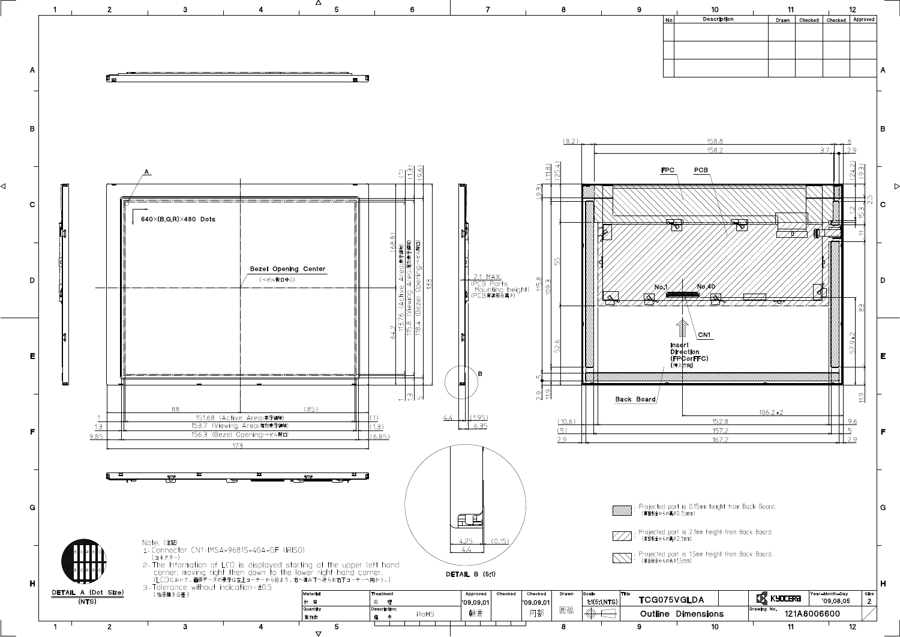| No | Description | Drawn | Checked | Checked | Approved |
|---|---|---|---|---|---|
| | | | | | |
| | | | | | |

640×(B,G,R)×480 Dots

Bezel Opening Center (ベゼル開口中心)

151.68 (Active Area:表示領域)

153.7 (Viewing Area:有効表示領域)

156.3 (Bezel Opening:ベゼル開口)

113.76 (Active Area:表示領域)

115.8 (Viewing Area:有効表示領域)

118.4 (Bezel Opening:ベゼル開口)

2.1 MAX. (PCB Parts Mounting height) (PCB実装部品高さ)

FPC

PCB

No.1

No.40

CN1

Insert Direction (FPCorFFC) (挿入方向)

Back Board

DETAIL B (5:1)

DETAIL A (Dot Size) (NTS)

: Projected part is 0.15mm height from Back Board. (裏面板金からの高さ0.15mm)

: Projected part is 2.1mm height from Back Board. (裏面板金からの高さ2.1mm)

: Projected part is 1.5mm height from Back Board. (裏面板金からの高さ1.5mm)

Note. (注記)

1. Connector CN1:IMSA-9681S-40A-GF (IRISO) (コネクター)
2. The information of LCD is displayed starting at the upper left hand corner, moving right then down to the lower right hand corner. (LCDにおいて、画像データの表示は左上コーナーから始まり、右へ進み下へ送られ右下コーナーへ向かう。)
3. Tolerance without indication : ±0.5 (指示無き公差)

| Material 材質 | Treatment 処理 | Approved | Checked | Checked | Drawn | Scale | Title | | Year-Month-Day | Size |
|---|---|---|---|---|---|---|---|---|---|---|
| | | '09.09.01 | | '09.09.01 | | 1:1(5:1,NTS) | TCG075VGLDA | KYOCERA | '09.08.05 | 2 |
| Quantity 製作数 | Description; 備考 RoHS | 朝倉 | | 阿部 | 國福 | | Outline Dimensions | Drawing No. 121A8006600 | | |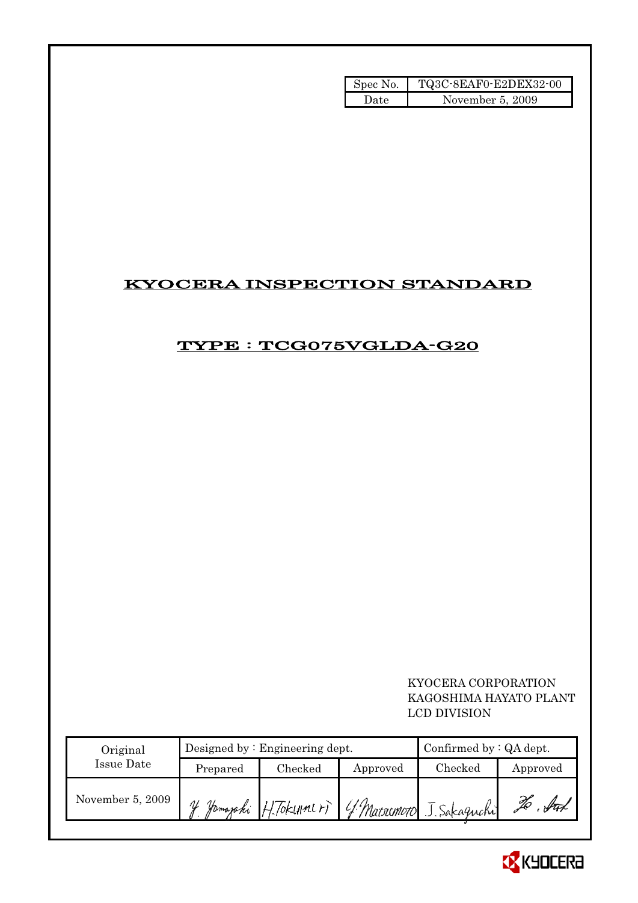| Spec No. | TQ3C-8EAF0-E2DEX32-00 |
|---|---|
| Date | November 5, 2009 |

# KYOCERA INSPECTION STANDARD

## TYPE : TCG075VGLDA-G20

KYOCERA CORPORATION
KAGOSHIMA HAYATO PLANT
LCD DIVISION

| Original Issue Date | Designed by : Engineering dept. | | | Confirmed by : QA dept. | |
|---|---|---|---|---|---|
| | Prepared | Checked | Approved | Checked | Approved |
| November 5, 2009 | Y. Yamazaki | H. Tokumori | Y. Matsumoto | J. Sakaguchi | Ho. Ito |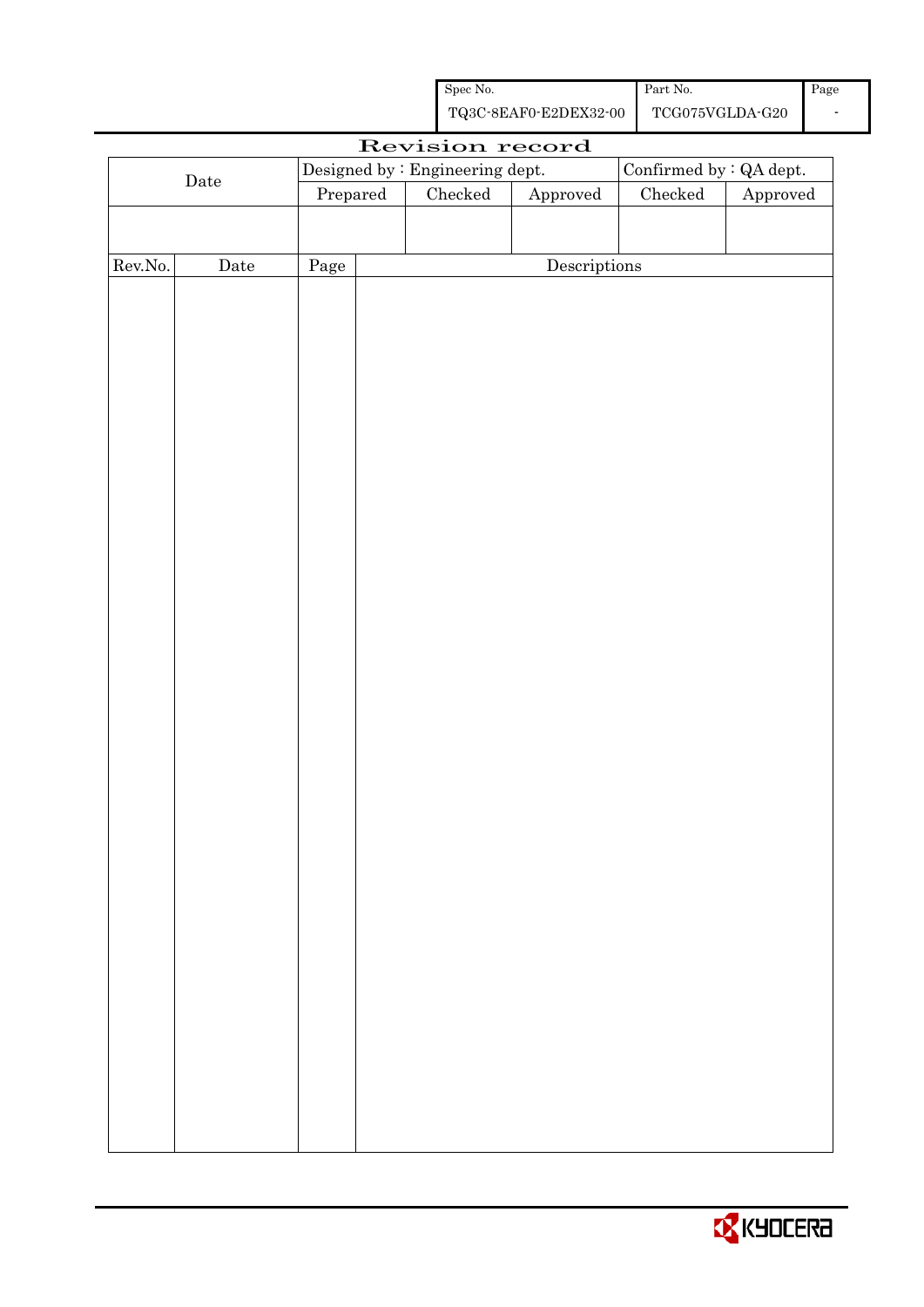| Spec No. | Part No. | Page |
|---|---|---|
| TQ3C-8EAF0-E2DEX32-00 | TCG075VGLDA-G20 | - |

# Revision record

| Date | Designed by : Engineering dept. | | | Confirmed by : QA dept. | |
|---|---|---|---|---|---|
| | Prepared | Checked | Approved | Checked | Approved |
| | | | | | |

| Rev.No. | Date | Page | Descriptions |
|---|---|---|---|
| | | | |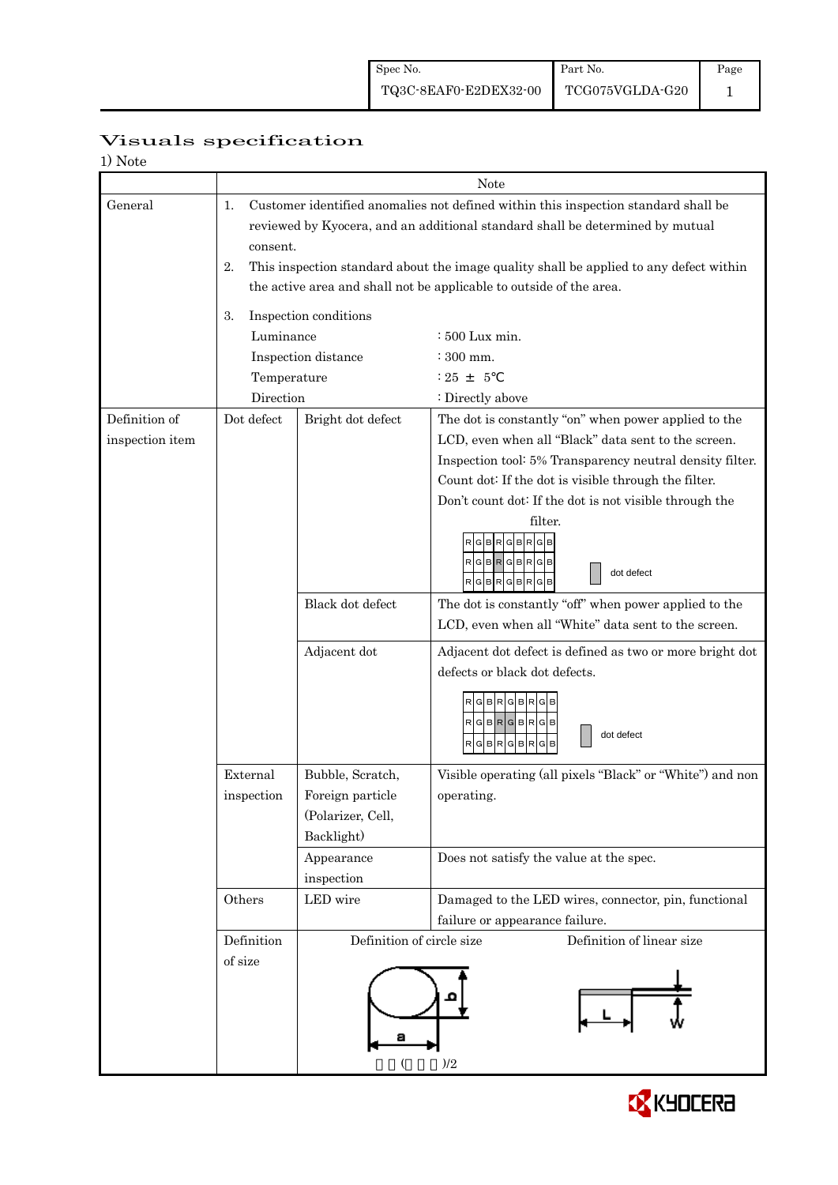# Visuals specification

1) Note

| | | | Note |
|---|---|---|---|
| General | 1. Customer identified anomalies not defined within this inspection standard shall be reviewed by Kyocera, and an additional standard shall be determined by mutual consent.<br>2. This inspection standard about the image quality shall be applied to any defect within the active area and shall not be applicable to outside of the area.<br>3. Inspection conditions<br>Luminance : 500 Lux min.<br>Inspection distance : 300 mm.<br>Temperature : 25 ± 5℃<br>Direction : Directly above | | |
| Definition of inspection item | Dot defect | Bright dot defect | The dot is constantly "on" when power applied to the LCD, even when all "Black" data sent to the screen.<br>Inspection tool: 5% Transparency neutral density filter.<br>Count dot: If the dot is visible through the filter.<br>Don't count dot: If the dot is not visible through the filter.<br>RGBRGBRGB / RGBRGBRGB / RGBRGBRGB — dot defect |
| | | Black dot defect | The dot is constantly "off" when power applied to the LCD, even when all "White" data sent to the screen. |
| | | Adjacent dot | Adjacent dot defect is defined as two or more bright dot defects or black dot defects.<br>RGBRGBRGB / RGBRGBRGB / RGBRGBRGB — dot defect |
| | External inspection | Bubble, Scratch, Foreign particle (Polarizer, Cell, Backlight) | Visible operating (all pixels "Black" or "White") and non operating. |
| | | Appearance inspection | Does not satisfy the value at the spec. |
| | Others | LED wire | Damaged to the LED wires, connector, pin, functional failure or appearance failure. |
| | Definition of size | Definition of circle size<br>a, b<br>( )/2 | Definition of linear size<br>L, W |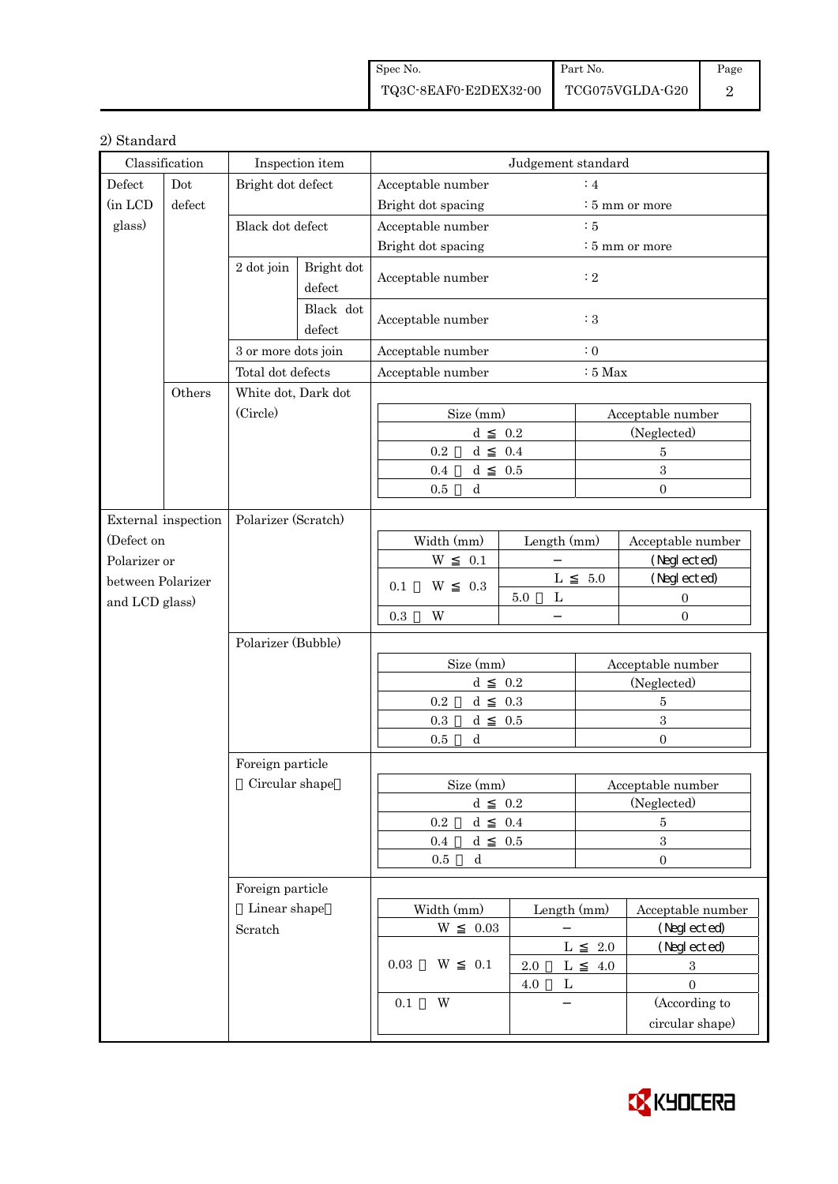| Spec No. | Part No. | Page |
|---|---|---|
| TQ3C-8EAF0-E2DEX32-00 | TCG075VGLDA-G20 | 2 |

2) Standard

| Classification | | Inspection item | | Judgement standard | |
|---|---|---|---|---|---|
| Defect (in LCD glass) | Dot defect | Bright dot defect | | Acceptable number<br>Bright dot spacing | : 4<br>: 5 mm or more |
| | | Black dot defect | | Acceptable number<br>Bright dot spacing | : 5<br>: 5 mm or more |
| | | 2 dot join | Bright dot defect | Acceptable number | : 2 |
| | | | Black dot defect | Acceptable number | : 3 |
| | | 3 or more dots join | | Acceptable number | : 0 |
| | | Total dot defects | | Acceptable number | : 5 Max |
| | Others | White dot, Dark dot (Circle) | | See table below | |
| External inspection (Defect on Polarizer or between Polarizer and LCD glass) | | Polarizer (Scratch) | | See table below | |
| | | Polarizer (Bubble) | | See table below | |
| | | Foreign particle (Circular shape) | | See table below | |
| | | Foreign particle (Linear shape) Scratch | | See table below | |

**White dot, Dark dot (Circle)**

| Size (mm) | Acceptable number |
|---|---|
| d ≦ 0.2 | (Neglected) |
| 0.2 < d ≦ 0.4 | 5 |
| 0.4 < d ≦ 0.5 | 3 |
| 0.5 < d | 0 |

**Polarizer (Scratch)**

| Width (mm) | Length (mm) | Acceptable number |
|---|---|---|
| W ≦ 0.1 | – | (Neglected) |
| 0.1 < W ≦ 0.3 | L ≦ 5.0 | (Neglected) |
| | 5.0 < L | 0 |
| 0.3 < W | – | 0 |

**Polarizer (Bubble)**

| Size (mm) | Acceptable number |
|---|---|
| d ≦ 0.2 | (Neglected) |
| 0.2 < d ≦ 0.3 | 5 |
| 0.3 < d ≦ 0.5 | 3 |
| 0.5 < d | 0 |

**Foreign particle (Circular shape)**

| Size (mm) | Acceptable number |
|---|---|
| d ≦ 0.2 | (Neglected) |
| 0.2 < d ≦ 0.4 | 5 |
| 0.4 < d ≦ 0.5 | 3 |
| 0.5 < d | 0 |

**Foreign particle (Linear shape) Scratch**

| Width (mm) | Length (mm) | Acceptable number |
|---|---|---|
| W ≦ 0.03 | – | (Neglected) |
| 0.03 < W ≦ 0.1 | L ≦ 2.0 | (Neglected) |
| | 2.0 < L ≦ 4.0 | 3 |
| | 4.0 < L | 0 |
| 0.1 < W | – | (According to circular shape) |